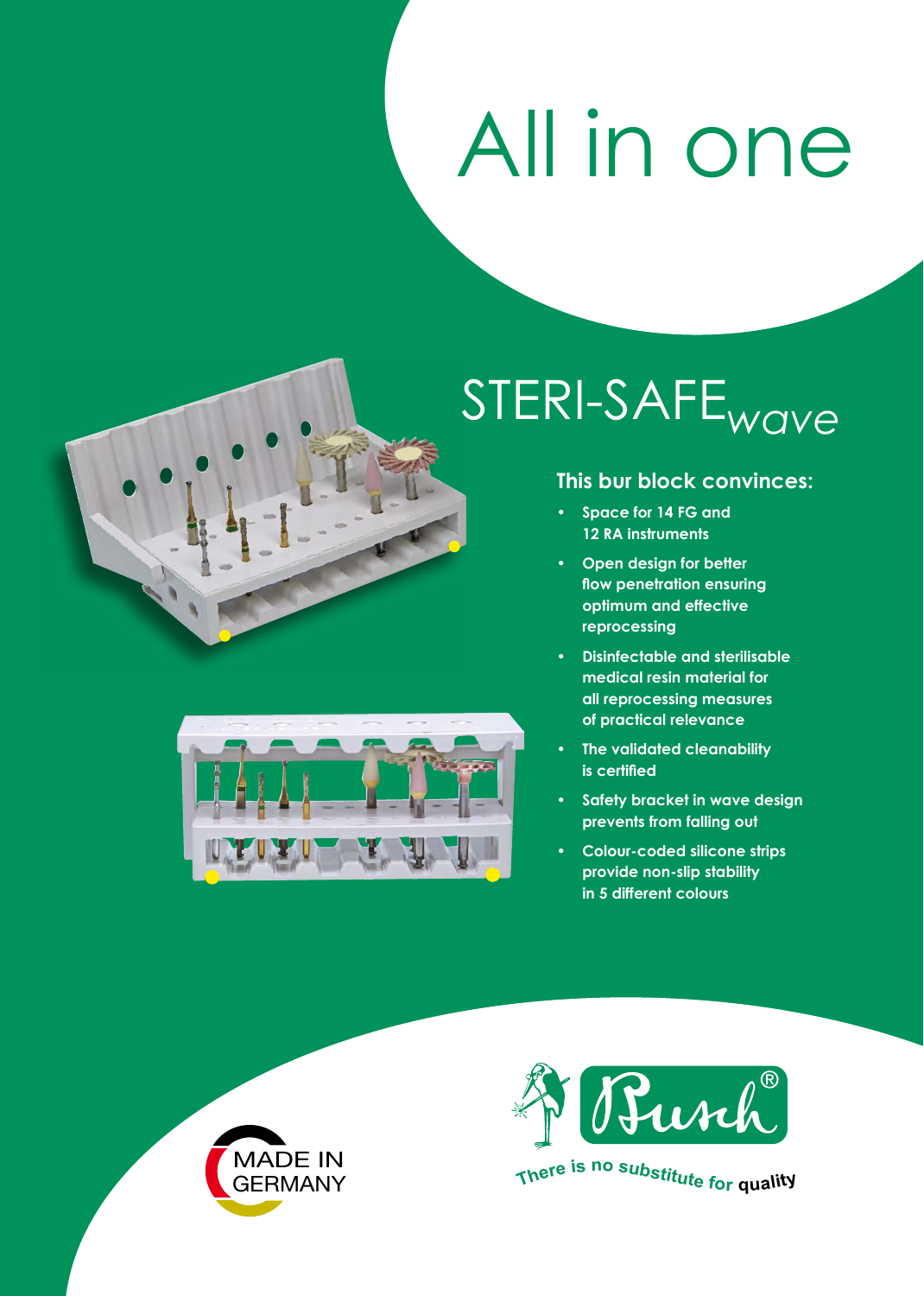# All in one

## STERI-SAFE*wave*

### This bur block convinces:

- Space for 14 FG and 12 RA instruments
- Open design for better flow penetration ensuring optimum and effective reprocessing
- Disinfectable and sterilisable medical resin material for all reprocessing measures of practical relevance
- The validated cleanability is certified
- Safety bracket in wave design prevents from falling out
- Colour-coded silicone strips provide non-slip stability in 5 different colours

MADE IN GERMANY

Busch®

There is no substitute for quality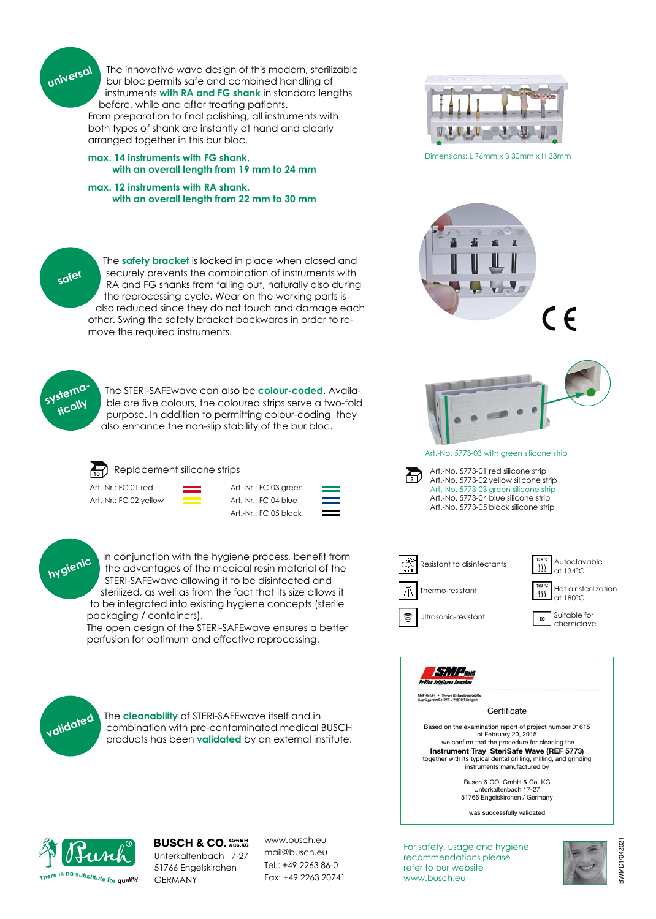**universal**

The innovative wave design of this modern, sterilizable bur bloc permits safe and combined handling of instruments **with RA and FG shank** in standard lengths before, while and after treating patients. From preparation to final polishing, all instruments with both types of shank are instantly at hand and clearly arranged together in this bur bloc.

**max. 14 instruments with FG shank, with an overall length from 19 mm to 24 mm**

**max. 12 instruments with RA shank, with an overall length from 22 mm to 30 mm**

Dimensions: L 76mm x B 30mm x H 33mm

**safer**

The **safety bracket** is locked in place when closed and securely prevents the combination of instruments with RA and FG shanks from falling out, naturally also during the reprocessing cycle. Wear on the working parts is also reduced since they do not touch and damage each other. Swing the safety bracket backwards in order to remove the required instruments.

CE

**systematically**

The STERI-SAFEwave can also be **colour-coded**. Available are five colours, the coloured strips serve a two-fold purpose. In addition to permitting colour-coding, they also enhance the non-slip stability of the bur bloc.

Art.-No. 5773-03 with green silicone strip

10 Replacement silicone strips

| | |
|---|---|
| Art.-Nr.: FC 01 red | Art.-Nr.: FC 03 green |
| Art.-Nr.: FC 02 yellow | Art.-Nr.: FC 04 blue |
| | Art.-Nr.: FC 05 black |

2
- Art.-No. 5773-01 red silicone strip
- Art.-No. 5773-02 yellow silicone strip
- Art.-No. 5773-03 green silicone strip
- Art.-No. 5773-04 blue silicone strip
- Art.-No. 5773-05 black silicone strip

**hygienic**

In conjunction with the hygiene process, benefit from the advantages of the medical resin material of the STERI-SAFEwave allowing it to be disinfected and sterilized, as well as from the fact that its size allows it to be integrated into existing hygiene concepts (sterile packaging / containers).
The open design of the STERI-SAFEwave ensures a better perfusion for optimum and effective reprocessing.

- Resistant to disinfectants
- Thermo-resistant
- Ultrasonic-resistant
- Autoclavable at 134°C
- Hot air sterilization at 180°C
- Suitable for chemiclave

**validated**

The **cleanability** of STERI-SAFEwave itself and in combination with pre-contaminated medical BUSCH products has been **validated** by an external institute.

SMP GmbH
Prüfen Validieren Forschen

Certificate

Based on the examination report of project number 01615 of February 20, 2015
we confirm that the procedure for cleaning the
**Instrument Tray SteriSafe Wave (REF 5773)**
together with its typical dental drilling, milling, and grinding instruments manufactured by

Busch & CO. GmbH & Co. KG
Unterkaltenbach 17-27
51766 Engelskirchen / Germany

was successfully validated

Busch® — There is no substitute for quality

**BUSCH & CO. GmbH & Co.KG**
Unterkaltenbach 17-27
51766 Engelskirchen
GERMANY

www.busch.eu
mail@busch.eu
Tel.: +49 2263 86-0
Fax: +49 2263 20741

For safety, usage and hygiene recommendations please refer to our website www.busch.eu

BWMD1/042021